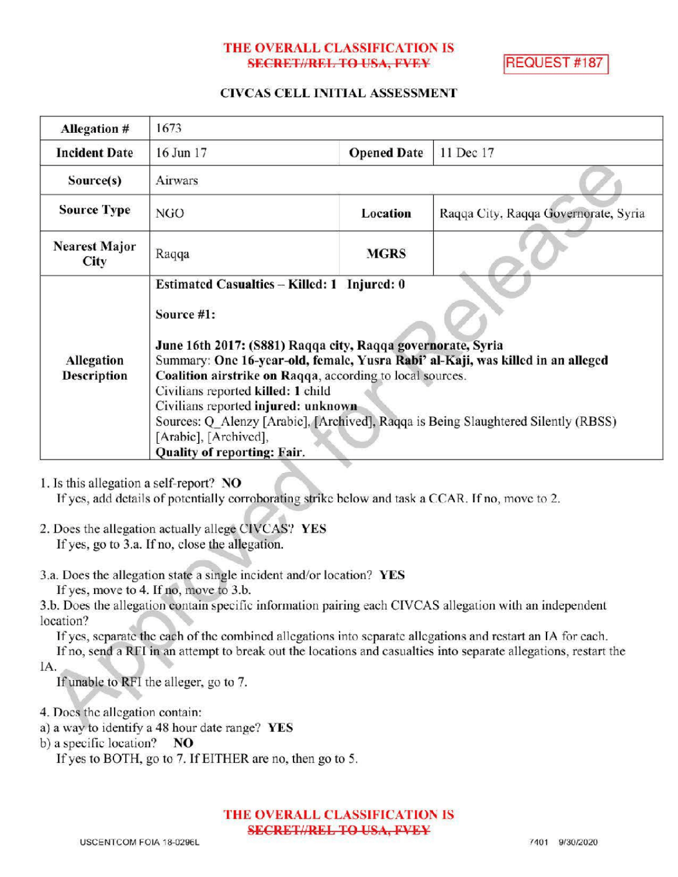THE OVERALL CLASSIFICATION IS
~~SECRET//REL TO USA, FVEY~~

REQUEST #187

## CIVCAS CELL INITIAL ASSESSMENT

| Allegation # | 1673 | | |
|---|---|---|---|
| Incident Date | 16 Jun 17 | Opened Date | 11 Dec 17 |
| Source(s) | Airwars | | |
| Source Type | NGO | Location | Raqqa City, Raqqa Governorate, Syria |
| Nearest Major City | Raqqa | MGRS | |
| Allegation Description | **Estimated Casualties – Killed: 1 Injured: 0**<br><br>**Source #1:**<br><br>**June 16th 2017: (S881) Raqqa city, Raqqa governorate, Syria**<br>Summary: **One 16-year-old, female, Yusra Rabi' al-Kaji, was killed in an alleged Coalition airstrike on Raqqa**, according to local sources.<br>Civilians reported **killed: 1** child<br>Civilians reported **injured: unknown**<br>Sources: Q_Alenzy [Arabic], [Archived], Raqqa is Being Slaughtered Silently (RBSS) [Arabic], [Archived],<br>**Quality of reporting: Fair.** | | |

1. Is this allegation a self-report? **NO**
   If yes, add details of potentially corroborating strike below and task a CCAR. If no, move to 2.

2. Does the allegation actually allege CIVCAS? **YES**
   If yes, go to 3.a. If no, close the allegation.

3.a. Does the allegation state a single incident and/or location? **YES**
   If yes, move to 4. If no, move to 3.b.

3.b. Does the allegation contain specific information pairing each CIVCAS allegation with an independent location?
   If yes, separate the each of the combined allegations into separate allegations and restart an IA for each.
   If no, send a RFI in an attempt to break out the locations and casualties into separate allegations, restart the IA.
   If unable to RFI the alleger, go to 7.

4. Does the allegation contain:
a) a way to identify a 48 hour date range? **YES**
b) a specific location? **NO**
   If yes to BOTH, go to 7. If EITHER are no, then go to 5.

THE OVERALL CLASSIFICATION IS
~~SECRET//REL TO USA, FVEY~~

USCENTCOM FOIA 18-0296L 7401 9/30/2020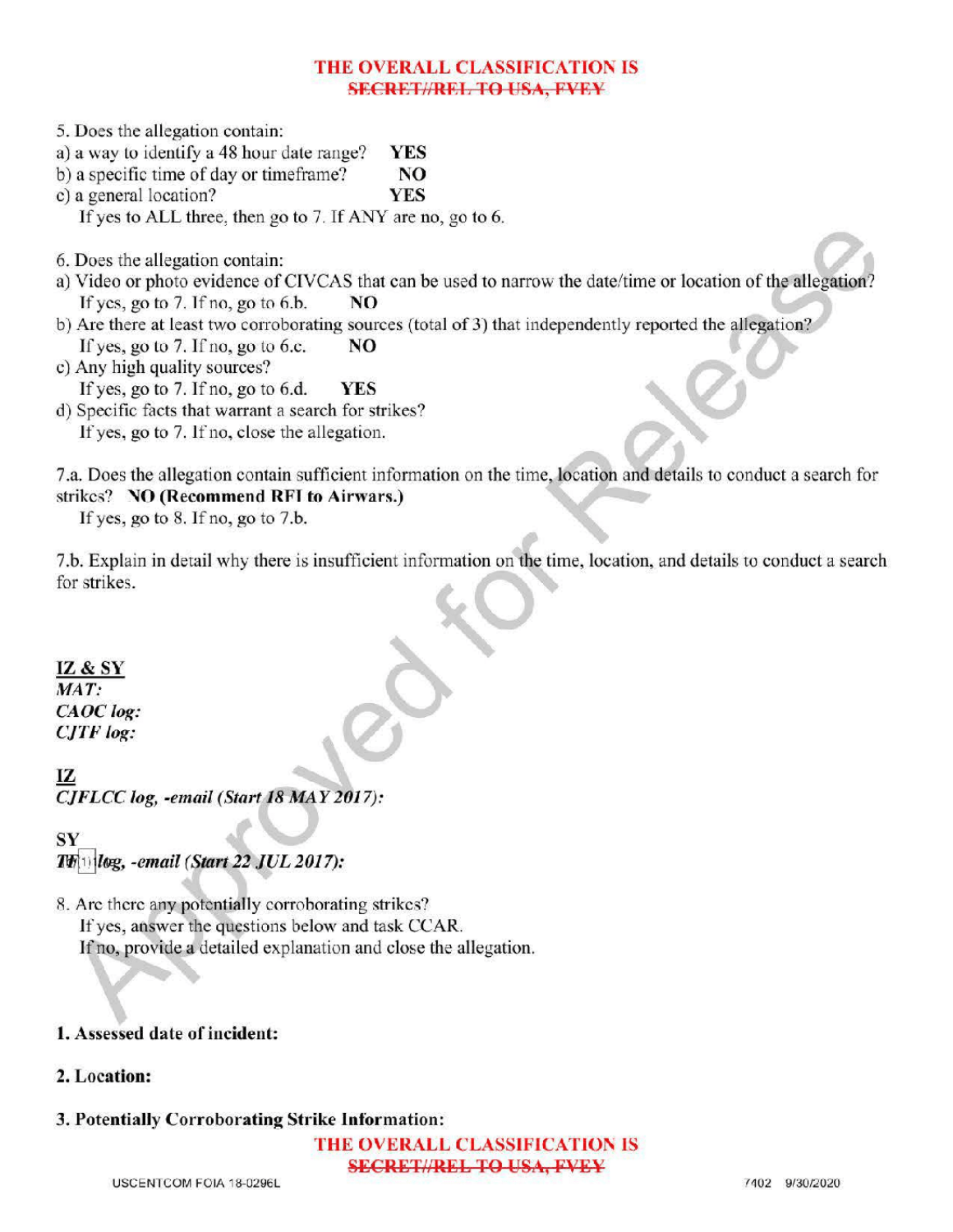5. Does the allegation contain:
a) a way to identify a 48 hour date range? **YES**
b) a specific time of day or timeframe? **NO**
c) a general location? **YES**
If yes to ALL three, then go to 7. If ANY are no, go to 6.

6. Does the allegation contain:
a) Video or photo evidence of CIVCAS that can be used to narrow the date/time or location of the allegation?
If yes, go to 7. If no, go to 6.b. **NO**
b) Are there at least two corroborating sources (total of 3) that independently reported the allegation?
If yes, go to 7. If no, go to 6.c. **NO**
c) Any high quality sources?
If yes, go to 7. If no, go to 6.d. **YES**
d) Specific facts that warrant a search for strikes?
If yes, go to 7. If no, close the allegation.

7.a. Does the allegation contain sufficient information on the time, location and details to conduct a search for strikes? **NO (Recommend RFI to Airwars.)**
If yes, go to 8. If no, go to 7.b.

7.b. Explain in detail why there is insufficient information on the time, location, and details to conduct a search for strikes.

**IZ & SY**
***MAT:***
***CAOC log:***
***CJTF log:***

**IZ**
***CJFLCC log, -email (Start 18 MAY 2017):***

**SY**
***TF (b)(1) log, -email (Start 22 JUL 2017):***

8. Are there any potentially corroborating strikes?
If yes, answer the questions below and task CCAR.
If no, provide a detailed explanation and close the allegation.

**1. Assessed date of incident:**

**2. Location:**

**3. Potentially Corroborating Strike Information:**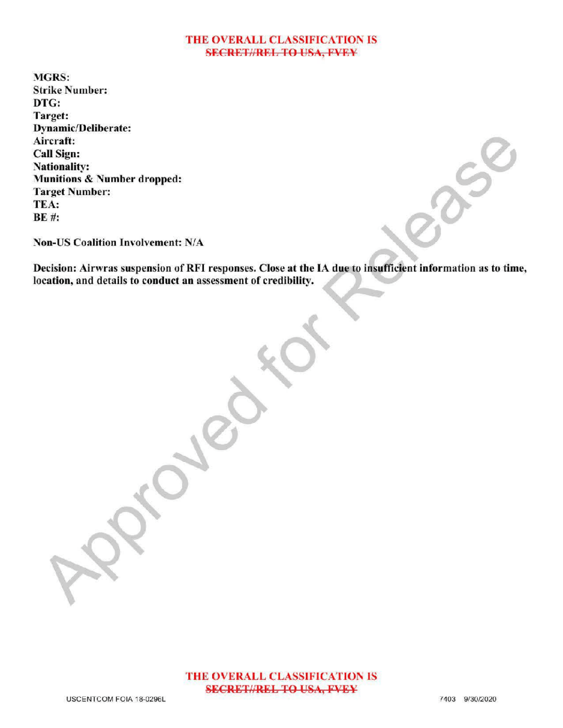**THE OVERALL CLASSIFICATION IS**
~~**SECRET//REL TO USA, FVEY**~~

**MGRS:**
**Strike Number:**
**DTG:**
**Target:**
**Dynamic/Deliberate:**
**Aircraft:**
**Call Sign:**
**Nationality:**
**Munitions & Number dropped:**
**Target Number:**
**TEA:**
**BE #:**

**Non-US Coalition Involvement: N/A**

**Decision: Airwras suspension of RFI responses. Close at the IA due to insufficient information as to time, location, and details to conduct an assessment of credibility.**

**THE OVERALL CLASSIFICATION IS**
~~**SECRET//REL TO USA, FVEY**~~